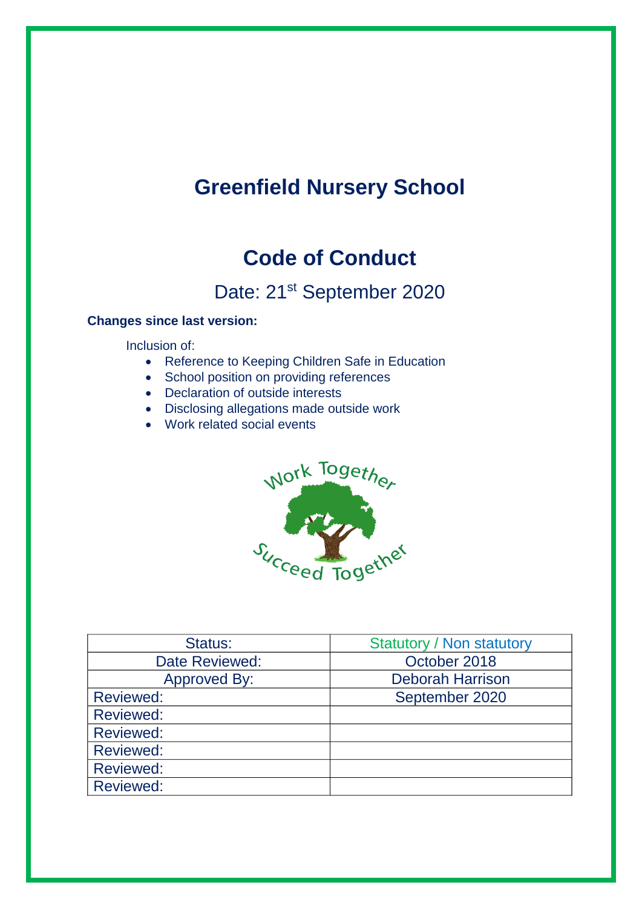# Greenfield Nursery School

## Code of Conduct

Date: 21st September 2020

**Changes since last version:**

Inclusion of:

- Reference to Keeping Children Safe in Education
- School position on providing references
- Declaration of outside interests
- Disclosing allegations made outside work
- Work related social events

Work Together

Succeed Together

| Status: | Statutory / Non statutory |
| --- | --- |
| Date Reviewed: | October 2018 |
| Approved By: | Deborah Harrison |
| Reviewed: | September 2020 |
| Reviewed: | |
| Reviewed: | |
| Reviewed: | |
| Reviewed: | |
| Reviewed: | |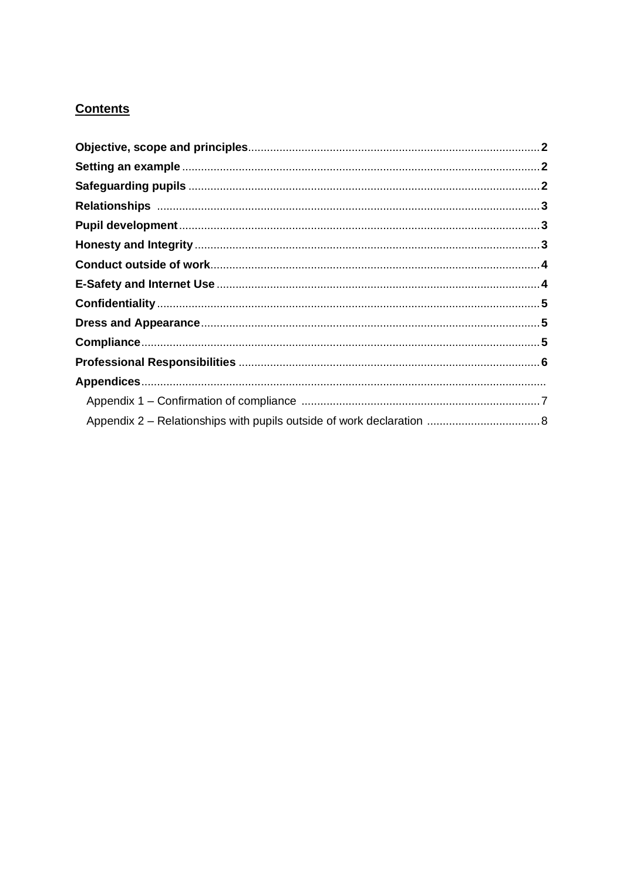## Contents

**Objective, scope and principles** ... **2**
**Setting an example** ... **2**
**Safeguarding pupils** ... **2**
**Relationships** ... **3**
**Pupil development** ... **3**
**Honesty and Integrity** ... **3**
**Conduct outside of work** ... **4**
**E-Safety and Internet Use** ... **4**
**Confidentiality** ... **5**
**Dress and Appearance** ... **5**
**Compliance** ... **5**
**Professional Responsibilities** ... **6**
**Appendices** ...
- Appendix 1 – Confirmation of compliance ... 7
- Appendix 2 – Relationships with pupils outside of work declaration ... 8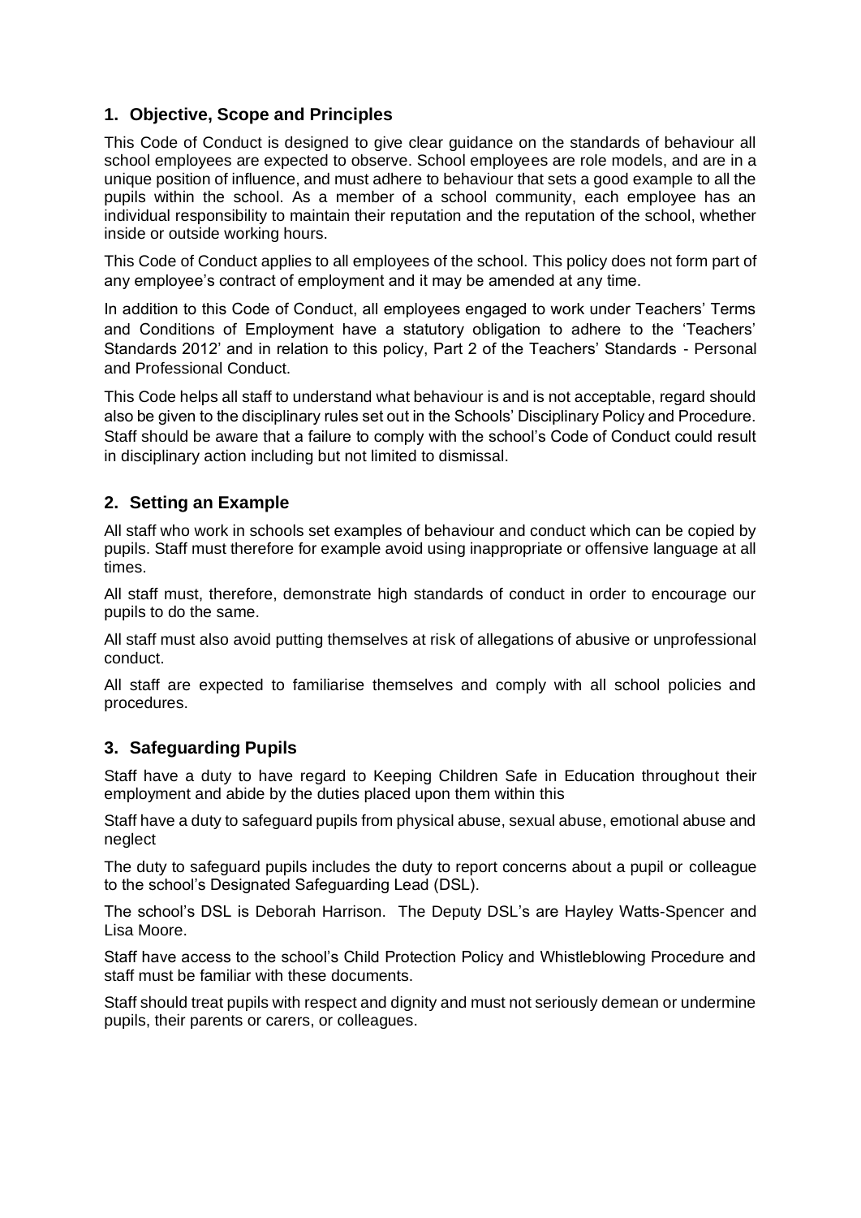## 1. Objective, Scope and Principles

This Code of Conduct is designed to give clear guidance on the standards of behaviour all school employees are expected to observe. School employees are role models, and are in a unique position of influence, and must adhere to behaviour that sets a good example to all the pupils within the school. As a member of a school community, each employee has an individual responsibility to maintain their reputation and the reputation of the school, whether inside or outside working hours.

This Code of Conduct applies to all employees of the school. This policy does not form part of any employee's contract of employment and it may be amended at any time.

In addition to this Code of Conduct, all employees engaged to work under Teachers' Terms and Conditions of Employment have a statutory obligation to adhere to the 'Teachers' Standards 2012' and in relation to this policy, Part 2 of the Teachers' Standards - Personal and Professional Conduct.

This Code helps all staff to understand what behaviour is and is not acceptable, regard should also be given to the disciplinary rules set out in the Schools' Disciplinary Policy and Procedure. Staff should be aware that a failure to comply with the school's Code of Conduct could result in disciplinary action including but not limited to dismissal.

## 2. Setting an Example

All staff who work in schools set examples of behaviour and conduct which can be copied by pupils. Staff must therefore for example avoid using inappropriate or offensive language at all times.

All staff must, therefore, demonstrate high standards of conduct in order to encourage our pupils to do the same.

All staff must also avoid putting themselves at risk of allegations of abusive or unprofessional conduct.

All staff are expected to familiarise themselves and comply with all school policies and procedures.

## 3. Safeguarding Pupils

Staff have a duty to have regard to Keeping Children Safe in Education throughout their employment and abide by the duties placed upon them within this

Staff have a duty to safeguard pupils from physical abuse, sexual abuse, emotional abuse and neglect

The duty to safeguard pupils includes the duty to report concerns about a pupil or colleague to the school's Designated Safeguarding Lead (DSL).

The school's DSL is Deborah Harrison. The Deputy DSL's are Hayley Watts-Spencer and Lisa Moore.

Staff have access to the school's Child Protection Policy and Whistleblowing Procedure and staff must be familiar with these documents.

Staff should treat pupils with respect and dignity and must not seriously demean or undermine pupils, their parents or carers, or colleagues.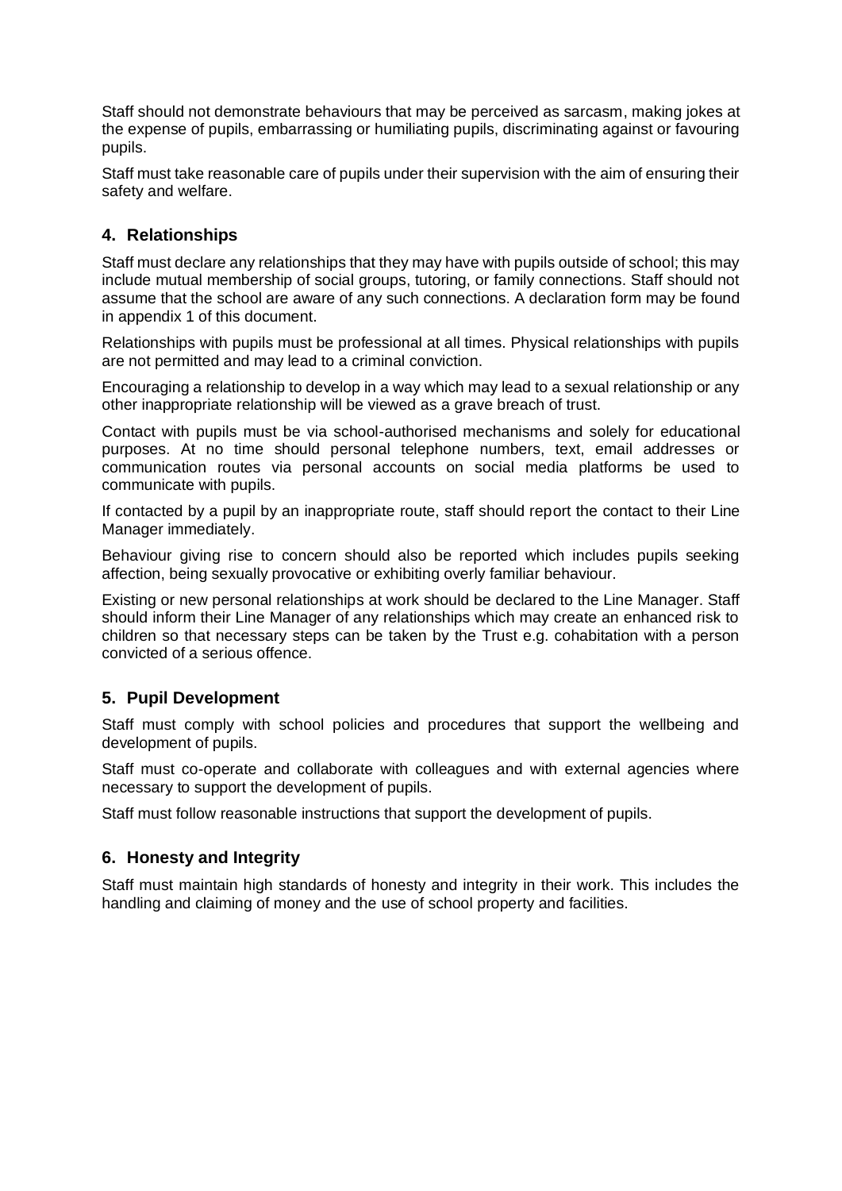Staff should not demonstrate behaviours that may be perceived as sarcasm, making jokes at the expense of pupils, embarrassing or humiliating pupils, discriminating against or favouring pupils.

Staff must take reasonable care of pupils under their supervision with the aim of ensuring their safety and welfare.

## 4. Relationships

Staff must declare any relationships that they may have with pupils outside of school; this may include mutual membership of social groups, tutoring, or family connections. Staff should not assume that the school are aware of any such connections. A declaration form may be found in appendix 1 of this document.

Relationships with pupils must be professional at all times. Physical relationships with pupils are not permitted and may lead to a criminal conviction.

Encouraging a relationship to develop in a way which may lead to a sexual relationship or any other inappropriate relationship will be viewed as a grave breach of trust.

Contact with pupils must be via school-authorised mechanisms and solely for educational purposes. At no time should personal telephone numbers, text, email addresses or communication routes via personal accounts on social media platforms be used to communicate with pupils.

If contacted by a pupil by an inappropriate route, staff should report the contact to their Line Manager immediately.

Behaviour giving rise to concern should also be reported which includes pupils seeking affection, being sexually provocative or exhibiting overly familiar behaviour.

Existing or new personal relationships at work should be declared to the Line Manager. Staff should inform their Line Manager of any relationships which may create an enhanced risk to children so that necessary steps can be taken by the Trust e.g. cohabitation with a person convicted of a serious offence.

## 5. Pupil Development

Staff must comply with school policies and procedures that support the wellbeing and development of pupils.

Staff must co-operate and collaborate with colleagues and with external agencies where necessary to support the development of pupils.

Staff must follow reasonable instructions that support the development of pupils.

## 6. Honesty and Integrity

Staff must maintain high standards of honesty and integrity in their work. This includes the handling and claiming of money and the use of school property and facilities.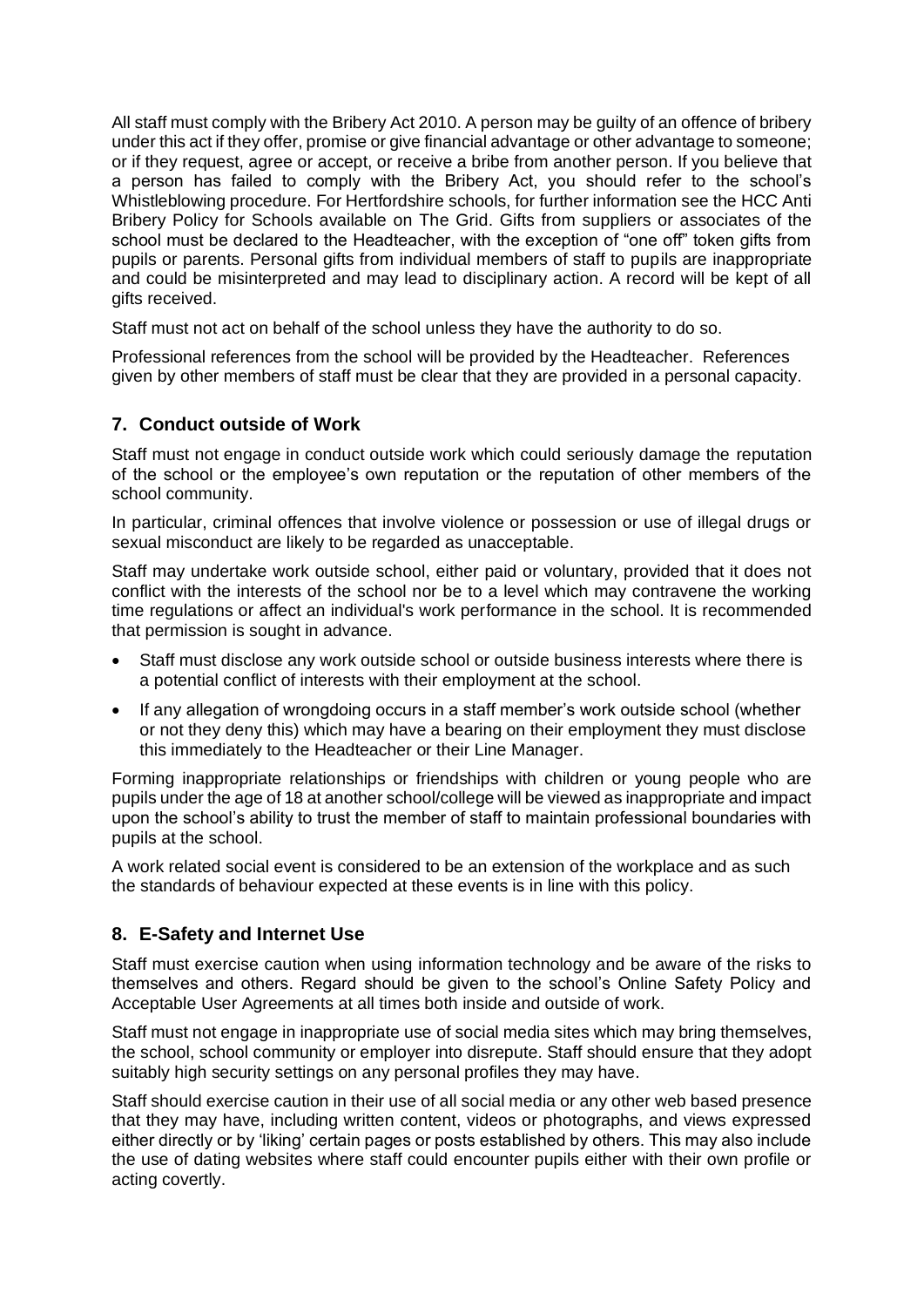All staff must comply with the Bribery Act 2010. A person may be guilty of an offence of bribery under this act if they offer, promise or give financial advantage or other advantage to someone; or if they request, agree or accept, or receive a bribe from another person. If you believe that a person has failed to comply with the Bribery Act, you should refer to the school's Whistleblowing procedure. For Hertfordshire schools, for further information see the HCC Anti Bribery Policy for Schools available on The Grid. Gifts from suppliers or associates of the school must be declared to the Headteacher, with the exception of "one off" token gifts from pupils or parents. Personal gifts from individual members of staff to pupils are inappropriate and could be misinterpreted and may lead to disciplinary action. A record will be kept of all gifts received.

Staff must not act on behalf of the school unless they have the authority to do so.

Professional references from the school will be provided by the Headteacher. References given by other members of staff must be clear that they are provided in a personal capacity.

## 7. Conduct outside of Work

Staff must not engage in conduct outside work which could seriously damage the reputation of the school or the employee's own reputation or the reputation of other members of the school community.

In particular, criminal offences that involve violence or possession or use of illegal drugs or sexual misconduct are likely to be regarded as unacceptable.

Staff may undertake work outside school, either paid or voluntary, provided that it does not conflict with the interests of the school nor be to a level which may contravene the working time regulations or affect an individual's work performance in the school. It is recommended that permission is sought in advance.

- Staff must disclose any work outside school or outside business interests where there is a potential conflict of interests with their employment at the school.
- If any allegation of wrongdoing occurs in a staff member's work outside school (whether or not they deny this) which may have a bearing on their employment they must disclose this immediately to the Headteacher or their Line Manager.

Forming inappropriate relationships or friendships with children or young people who are pupils under the age of 18 at another school/college will be viewed as inappropriate and impact upon the school's ability to trust the member of staff to maintain professional boundaries with pupils at the school.

A work related social event is considered to be an extension of the workplace and as such the standards of behaviour expected at these events is in line with this policy.

## 8. E-Safety and Internet Use

Staff must exercise caution when using information technology and be aware of the risks to themselves and others. Regard should be given to the school's Online Safety Policy and Acceptable User Agreements at all times both inside and outside of work.

Staff must not engage in inappropriate use of social media sites which may bring themselves, the school, school community or employer into disrepute. Staff should ensure that they adopt suitably high security settings on any personal profiles they may have.

Staff should exercise caution in their use of all social media or any other web based presence that they may have, including written content, videos or photographs, and views expressed either directly or by 'liking' certain pages or posts established by others. This may also include the use of dating websites where staff could encounter pupils either with their own profile or acting covertly.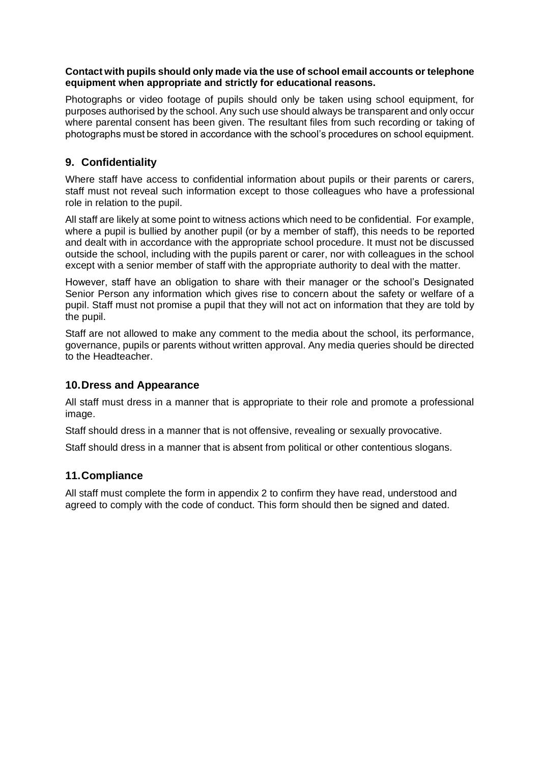**Contact with pupils should only made via the use of school email accounts or telephone equipment when appropriate and strictly for educational reasons.**

Photographs or video footage of pupils should only be taken using school equipment, for purposes authorised by the school. Any such use should always be transparent and only occur where parental consent has been given. The resultant files from such recording or taking of photographs must be stored in accordance with the school's procedures on school equipment.

## 9. Confidentiality

Where staff have access to confidential information about pupils or their parents or carers, staff must not reveal such information except to those colleagues who have a professional role in relation to the pupil.

All staff are likely at some point to witness actions which need to be confidential. For example, where a pupil is bullied by another pupil (or by a member of staff), this needs to be reported and dealt with in accordance with the appropriate school procedure. It must not be discussed outside the school, including with the pupils parent or carer, nor with colleagues in the school except with a senior member of staff with the appropriate authority to deal with the matter.

However, staff have an obligation to share with their manager or the school's Designated Senior Person any information which gives rise to concern about the safety or welfare of a pupil. Staff must not promise a pupil that they will not act on information that they are told by the pupil.

Staff are not allowed to make any comment to the media about the school, its performance, governance, pupils or parents without written approval. Any media queries should be directed to the Headteacher.

## 10. Dress and Appearance

All staff must dress in a manner that is appropriate to their role and promote a professional image.

Staff should dress in a manner that is not offensive, revealing or sexually provocative.

Staff should dress in a manner that is absent from political or other contentious slogans.

## 11. Compliance

All staff must complete the form in appendix 2 to confirm they have read, understood and agreed to comply with the code of conduct. This form should then be signed and dated.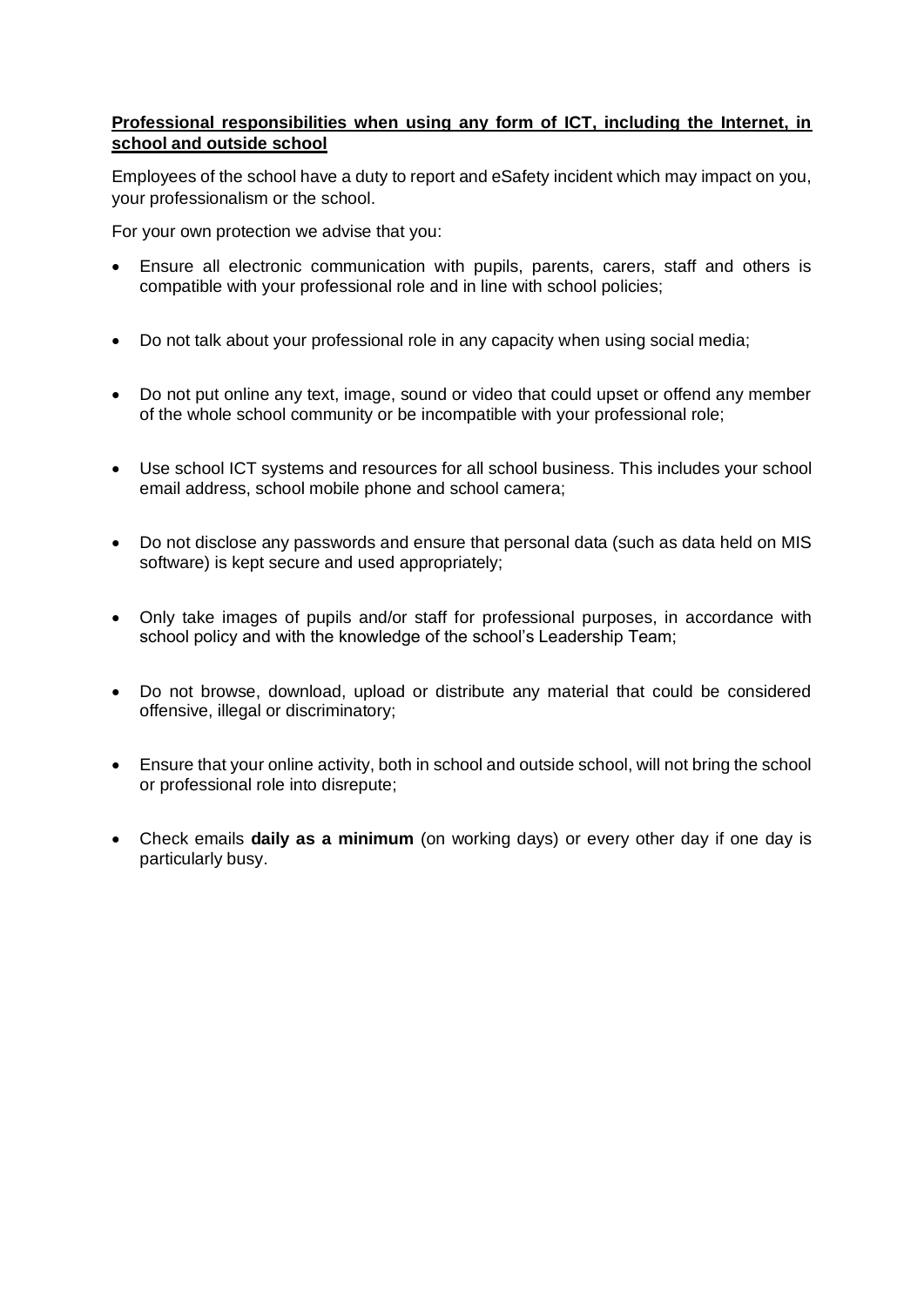**<u>Professional responsibilities when using any form of ICT, including the Internet, in school and outside school</u>**

Employees of the school have a duty to report and eSafety incident which may impact on you, your professionalism or the school.

For your own protection we advise that you:

- Ensure all electronic communication with pupils, parents, carers, staff and others is compatible with your professional role and in line with school policies;

- Do not talk about your professional role in any capacity when using social media;

- Do not put online any text, image, sound or video that could upset or offend any member of the whole school community or be incompatible with your professional role;

- Use school ICT systems and resources for all school business. This includes your school email address, school mobile phone and school camera;

- Do not disclose any passwords and ensure that personal data (such as data held on MIS software) is kept secure and used appropriately;

- Only take images of pupils and/or staff for professional purposes, in accordance with school policy and with the knowledge of the school's Leadership Team;

- Do not browse, download, upload or distribute any material that could be considered offensive, illegal or discriminatory;

- Ensure that your online activity, both in school and outside school, will not bring the school or professional role into disrepute;

- Check emails **daily as a minimum** (on working days) or every other day if one day is particularly busy.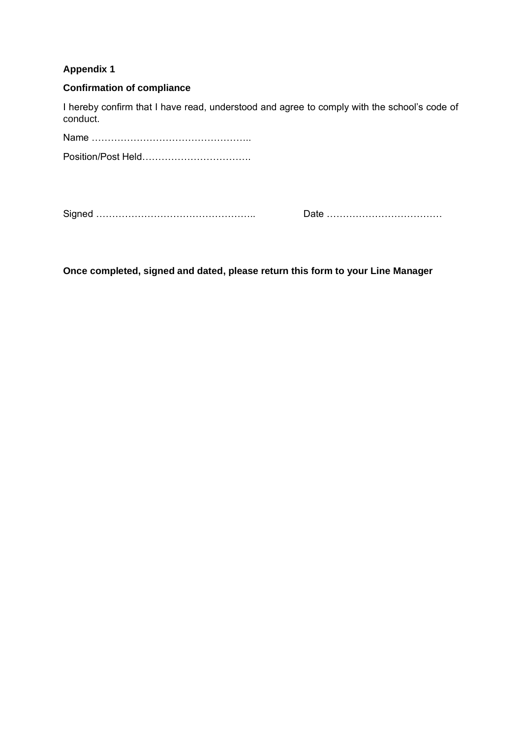**Appendix 1**

**Confirmation of compliance**

I hereby confirm that I have read, understood and agree to comply with the school's code of conduct.

Name …………………………………………..

Position/Post Held…………………………….

Signed …………………………………………..    Date ………………………………

**Once completed, signed and dated, please return this form to your Line Manager**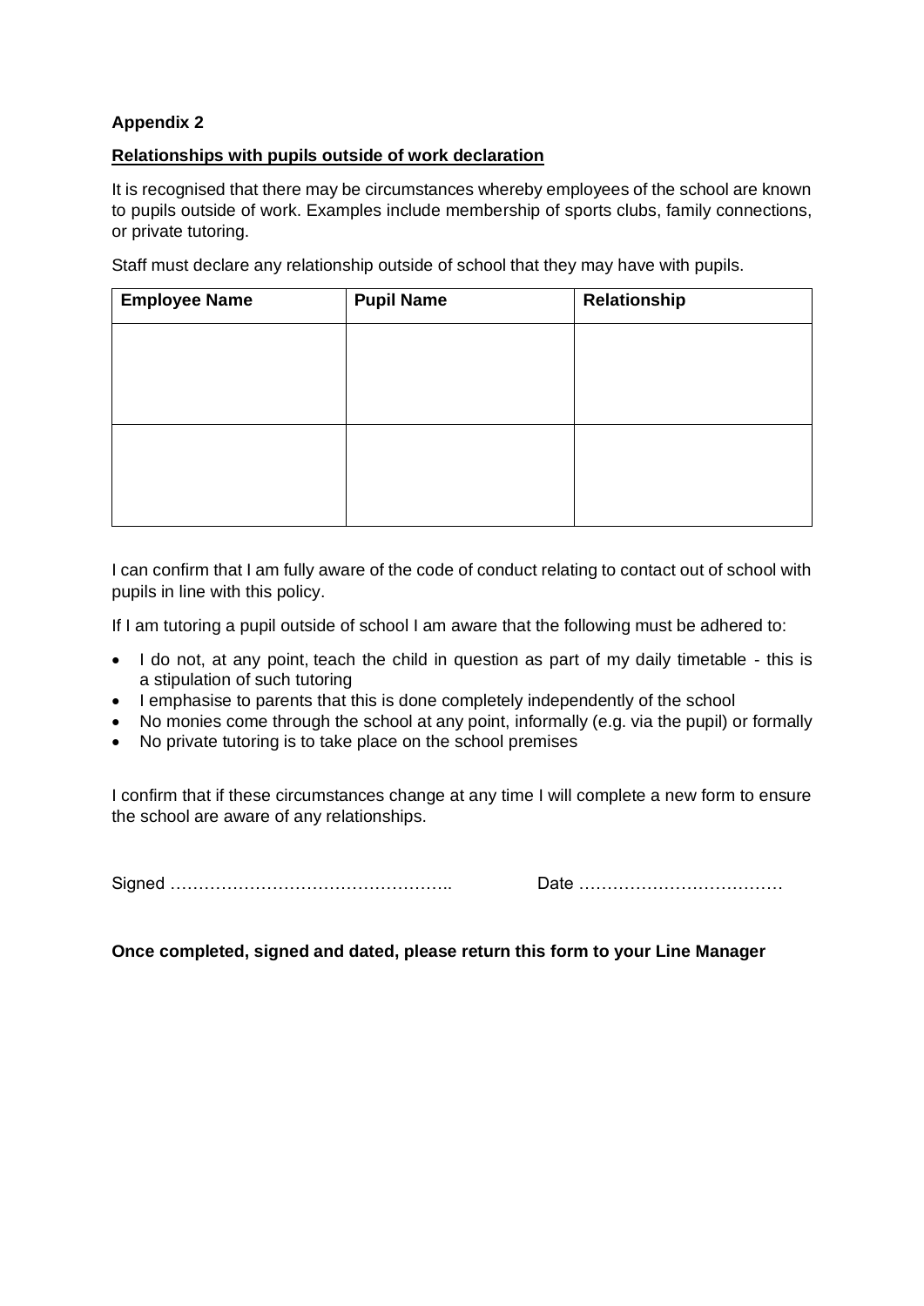**Appendix 2**

**Relationships with pupils outside of work declaration**

It is recognised that there may be circumstances whereby employees of the school are known to pupils outside of work. Examples include membership of sports clubs, family connections, or private tutoring.

Staff must declare any relationship outside of school that they may have with pupils.

| Employee Name | Pupil Name | Relationship |
|---|---|---|
| | | |
| | | |

I can confirm that I am fully aware of the code of conduct relating to contact out of school with pupils in line with this policy.

If I am tutoring a pupil outside of school I am aware that the following must be adhered to:

- I do not, at any point, teach the child in question as part of my daily timetable - this is a stipulation of such tutoring
- I emphasise to parents that this is done completely independently of the school
- No monies come through the school at any point, informally (e.g. via the pupil) or formally
- No private tutoring is to take place on the school premises

I confirm that if these circumstances change at any time I will complete a new form to ensure the school are aware of any relationships.

Signed ………………………………………….. Date ………………………………

**Once completed, signed and dated, please return this form to your Line Manager**